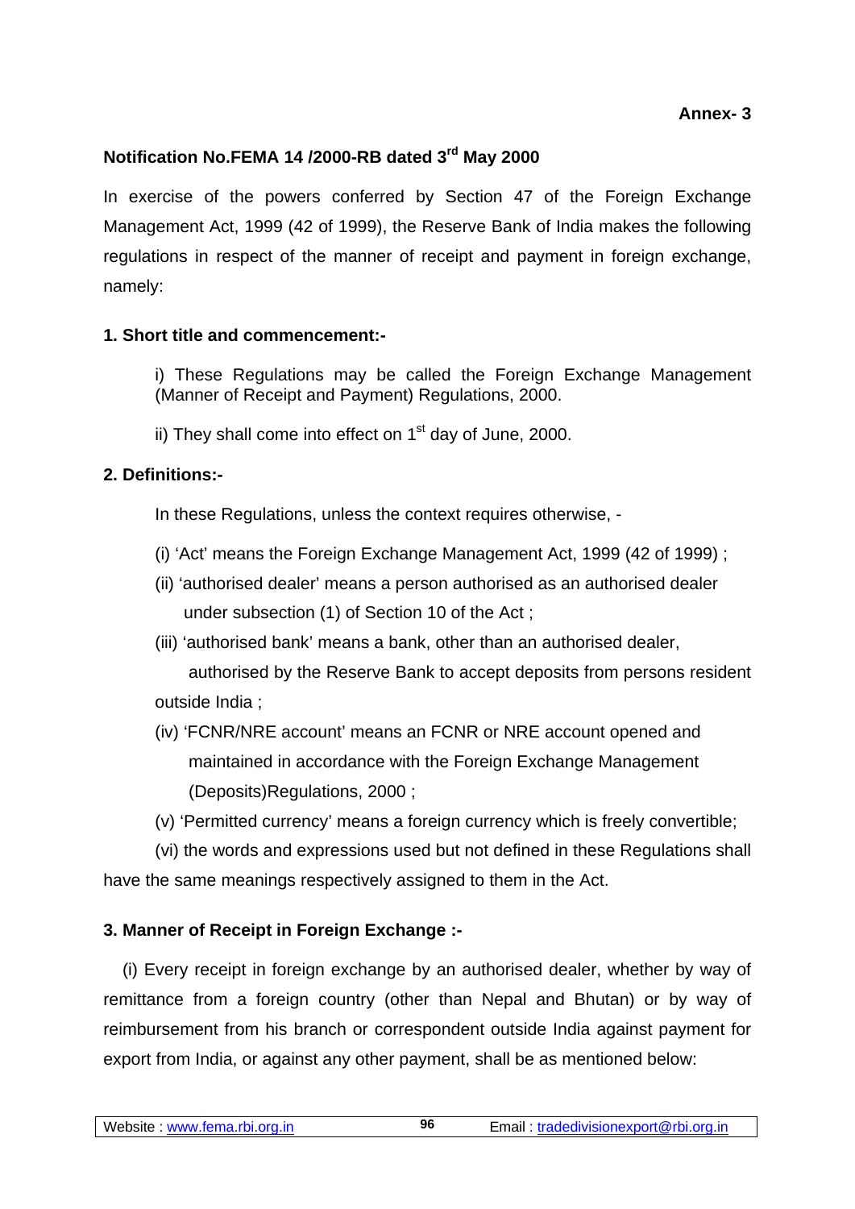**Annex- 3**

## Notification No.FEMA 14 /2000-RB dated 3rd May 2000

In exercise of the powers conferred by Section 47 of the Foreign Exchange Management Act, 1999 (42 of 1999), the Reserve Bank of India makes the following regulations in respect of the manner of receipt and payment in foreign exchange, namely:

### 1. Short title and commencement:-

i) These Regulations may be called the Foreign Exchange Management (Manner of Receipt and Payment) Regulations, 2000.

ii) They shall come into effect on 1st day of June, 2000.

### 2. Definitions:-

In these Regulations, unless the context requires otherwise, -

(i) 'Act' means the Foreign Exchange Management Act, 1999 (42 of 1999) ;

(ii) 'authorised dealer' means a person authorised as an authorised dealer under subsection (1) of Section 10 of the Act ;

(iii) 'authorised bank' means a bank, other than an authorised dealer, authorised by the Reserve Bank to accept deposits from persons resident outside India ;

(iv) 'FCNR/NRE account' means an FCNR or NRE account opened and maintained in accordance with the Foreign Exchange Management (Deposits)Regulations, 2000 ;

(v) 'Permitted currency' means a foreign currency which is freely convertible;

(vi) the words and expressions used but not defined in these Regulations shall have the same meanings respectively assigned to them in the Act.

### 3. Manner of Receipt in Foreign Exchange :-

(i) Every receipt in foreign exchange by an authorised dealer, whether by way of remittance from a foreign country (other than Nepal and Bhutan) or by way of reimbursement from his branch or correspondent outside India against payment for export from India, or against any other payment, shall be as mentioned below: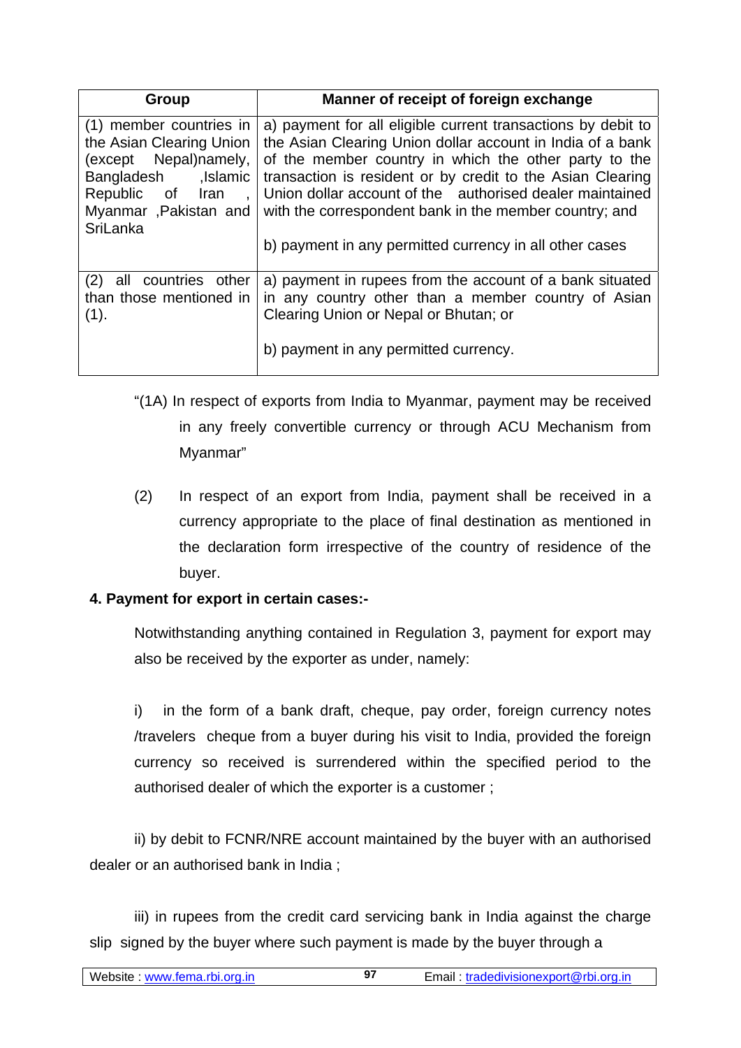| Group | Manner of receipt of foreign exchange |
| --- | --- |
| (1) member countries in the Asian Clearing Union (except Nepal)namely, Bangladesh ,Islamic Republic of Iran , Myanmar ,Pakistan and SriLanka | a) payment for all eligible current transactions by debit to the Asian Clearing Union dollar account in India of a bank of the member country in which the other party to the transaction is resident or by credit to the Asian Clearing Union dollar account of the authorised dealer maintained with the correspondent bank in the member country; and<br><br>b) payment in any permitted currency in all other cases |
| (2) all countries other than those mentioned in (1). | a) payment in rupees from the account of a bank situated in any country other than a member country of Asian Clearing Union or Nepal or Bhutan; or<br><br>b) payment in any permitted currency. |

"(1A) In respect of exports from India to Myanmar, payment may be received in any freely convertible currency or through ACU Mechanism from Myanmar"

(2) In respect of an export from India, payment shall be received in a currency appropriate to the place of final destination as mentioned in the declaration form irrespective of the country of residence of the buyer.

**4. Payment for export in certain cases:-**

Notwithstanding anything contained in Regulation 3, payment for export may also be received by the exporter as under, namely:

i) in the form of a bank draft, cheque, pay order, foreign currency notes /travelers cheque from a buyer during his visit to India, provided the foreign currency so received is surrendered within the specified period to the authorised dealer of which the exporter is a customer ;

ii) by debit to FCNR/NRE account maintained by the buyer with an authorised dealer or an authorised bank in India ;

iii) in rupees from the credit card servicing bank in India against the charge slip signed by the buyer where such payment is made by the buyer through a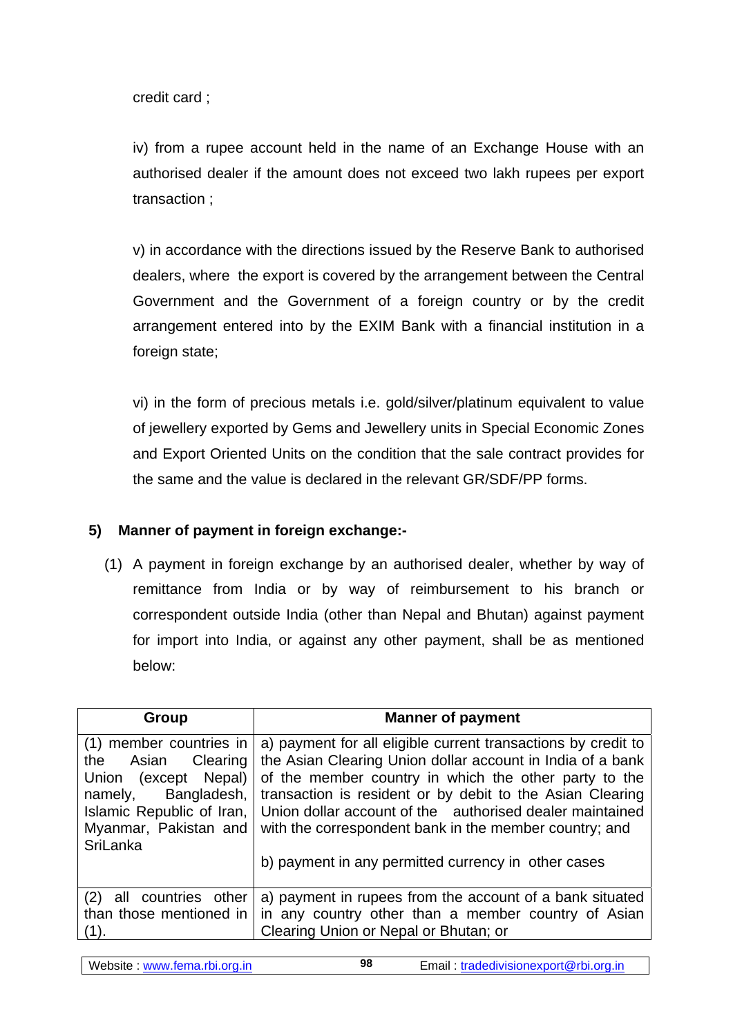credit card ;

iv) from a rupee account held in the name of an Exchange House with an authorised dealer if the amount does not exceed two lakh rupees per export transaction ;

v) in accordance with the directions issued by the Reserve Bank to authorised dealers, where the export is covered by the arrangement between the Central Government and the Government of a foreign country or by the credit arrangement entered into by the EXIM Bank with a financial institution in a foreign state;

vi) in the form of precious metals i.e. gold/silver/platinum equivalent to value of jewellery exported by Gems and Jewellery units in Special Economic Zones and Export Oriented Units on the condition that the sale contract provides for the same and the value is declared in the relevant GR/SDF/PP forms.

**5) Manner of payment in foreign exchange:-**

(1) A payment in foreign exchange by an authorised dealer, whether by way of remittance from India or by way of reimbursement to his branch or correspondent outside India (other than Nepal and Bhutan) against payment for import into India, or against any other payment, shall be as mentioned below:

| Group | Manner of payment |
|---|---|
| (1) member countries in the Asian Clearing Union (except Nepal) namely, Bangladesh, Islamic Republic of Iran, Myanmar, Pakistan and SriLanka | a) payment for all eligible current transactions by credit to the Asian Clearing Union dollar account in India of a bank of the member country in which the other party to the transaction is resident or by debit to the Asian Clearing Union dollar account of the authorised dealer maintained with the correspondent bank in the member country; and<br><br>b) payment in any permitted currency in other cases |
| (2) all countries other than those mentioned in (1). | a) payment in rupees from the account of a bank situated in any country other than a member country of Asian Clearing Union or Nepal or Bhutan; or |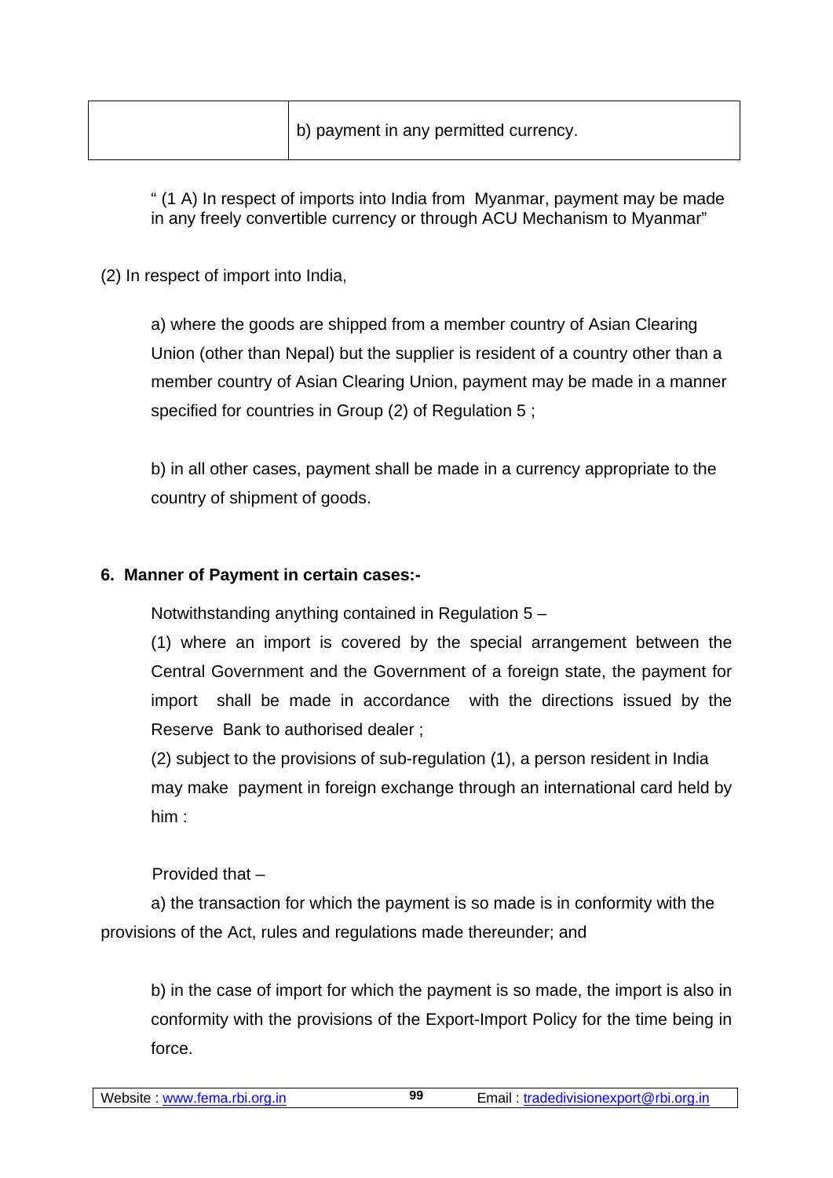| | |
|---|---|
| | b) payment in any permitted currency. |

" (1 A) In respect of imports into India from Myanmar, payment may be made in any freely convertible currency or through ACU Mechanism to Myanmar"

(2) In respect of import into India,

a) where the goods are shipped from a member country of Asian Clearing Union (other than Nepal) but the supplier is resident of a country other than a member country of Asian Clearing Union, payment may be made in a manner specified for countries in Group (2) of Regulation 5 ;

b) in all other cases, payment shall be made in a currency appropriate to the country of shipment of goods.

**6. Manner of Payment in certain cases:-**

Notwithstanding anything contained in Regulation 5 –

(1) where an import is covered by the special arrangement between the Central Government and the Government of a foreign state, the payment for import shall be made in accordance with the directions issued by the Reserve Bank to authorised dealer ;

(2) subject to the provisions of sub-regulation (1), a person resident in India may make payment in foreign exchange through an international card held by him :

Provided that –

a) the transaction for which the payment is so made is in conformity with the provisions of the Act, rules and regulations made thereunder; and

b) in the case of import for which the payment is so made, the import is also in conformity with the provisions of the Export-Import Policy for the time being in force.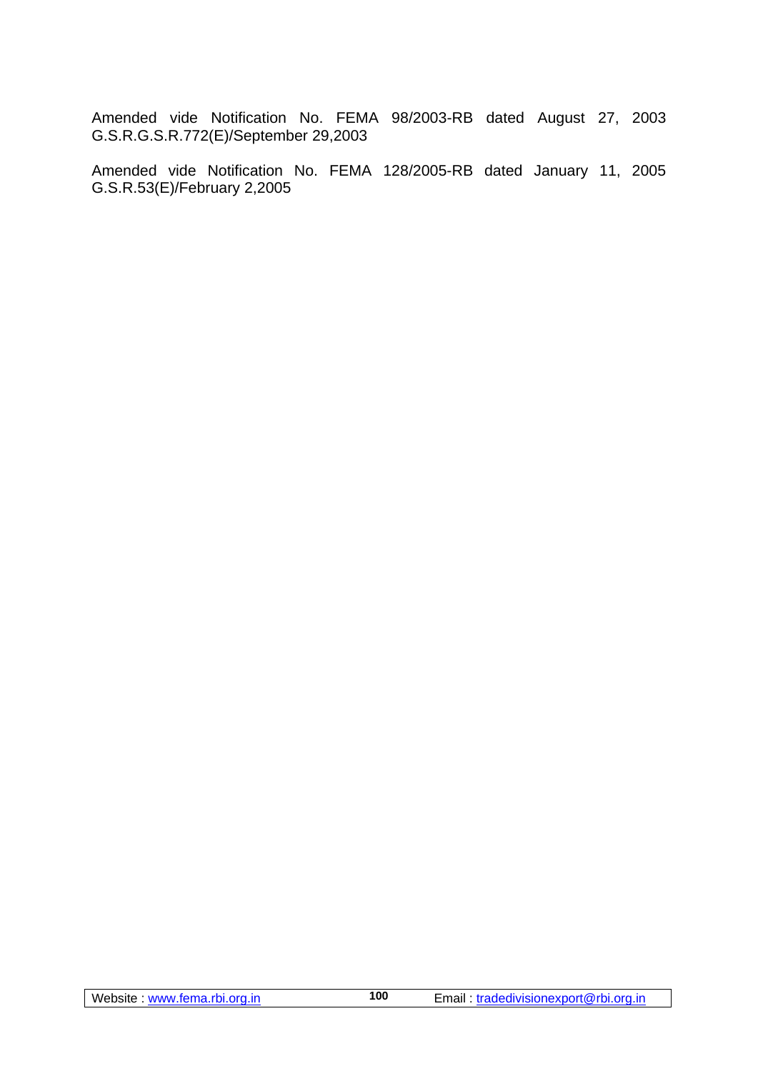Amended vide Notification No. FEMA 98/2003-RB dated August 27, 2003 G.S.R.G.S.R.772(E)/September 29,2003

Amended vide Notification No. FEMA 128/2005-RB dated January 11, 2005 G.S.R.53(E)/February 2,2005